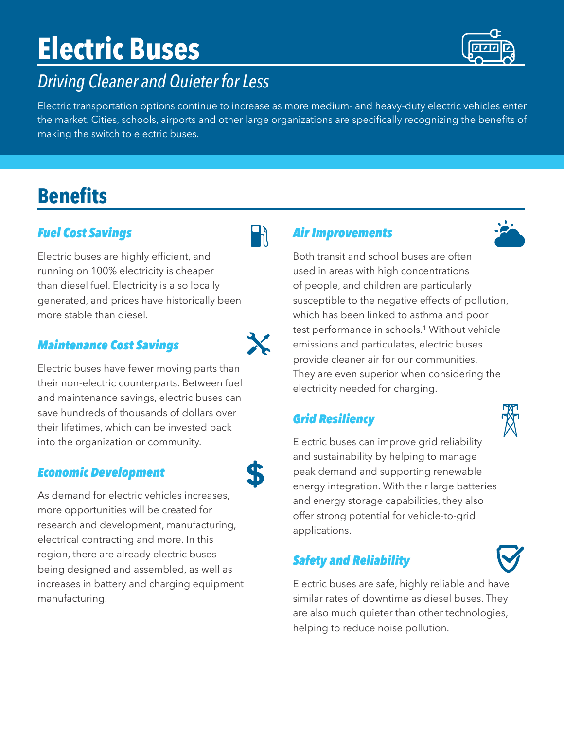# Electric Buses

*Driving Cleaner and Quieter for Less*

Electric transportation options continue to increase as more medium- and heavy-duty electric vehicles enter the market. Cities, schools, airports and other large organizations are specifically recognizing the benefits of making the switch to electric buses.

## Benefits

### *Fuel Cost Savings*

Electric buses are highly efficient, and running on 100% electricity is cheaper than diesel fuel. Electricity is also locally generated, and prices have historically been more stable than diesel.

### *Maintenance Cost Savings*

Electric buses have fewer moving parts than their non-electric counterparts. Between fuel and maintenance savings, electric buses can save hundreds of thousands of dollars over their lifetimes, which can be invested back into the organization or community.

### *Economic Development*

As demand for electric vehicles increases, more opportunities will be created for research and development, manufacturing, electrical contracting and more. In this region, there are already electric buses being designed and assembled, as well as increases in battery and charging equipment manufacturing.

### *Air Improvements*

Both transit and school buses are often used in areas with high concentrations of people, and children are particularly susceptible to the negative effects of pollution, which has been linked to asthma and poor test performance in schools.[1] Without vehicle emissions and particulates, electric buses provide cleaner air for our communities. They are even superior when considering the electricity needed for charging.

### *Grid Resiliency*

Electric buses can improve grid reliability and sustainability by helping to manage peak demand and supporting renewable energy integration. With their large batteries and energy storage capabilities, they also offer strong potential for vehicle-to-grid applications.

### *Safety and Reliability*

Electric buses are safe, highly reliable and have similar rates of downtime as diesel buses. They are also much quieter than other technologies, helping to reduce noise pollution.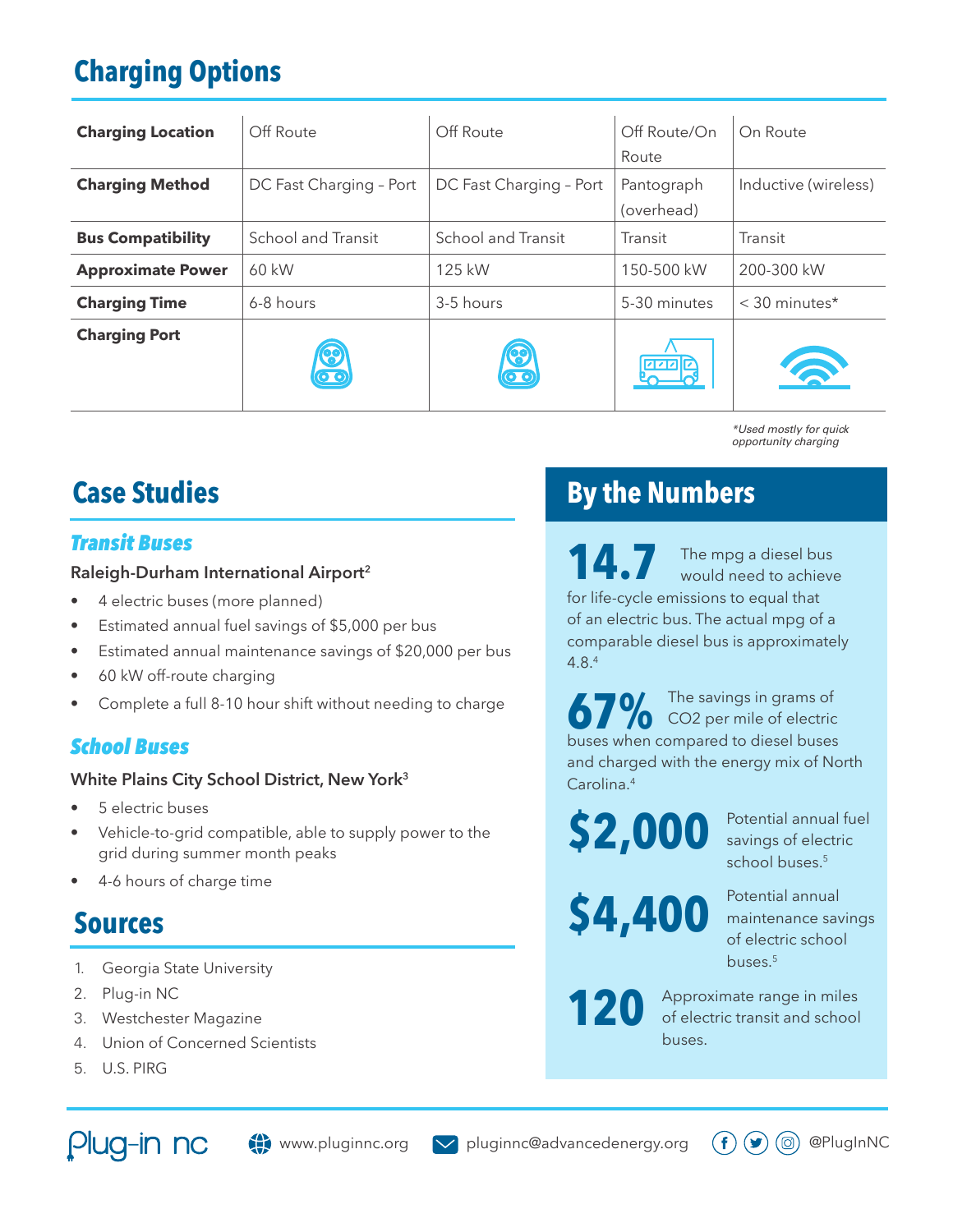## Charging Options

| Charging Location | Off Route | Off Route | Off Route/On Route | On Route |
|---|---|---|---|---|
| **Charging Method** | DC Fast Charging - Port | DC Fast Charging - Port | Pantograph (overhead) | Inductive (wireless) |
| **Bus Compatibility** | School and Transit | School and Transit | Transit | Transit |
| **Approximate Power** | 60 kW | 125 kW | 150-500 kW | 200-300 kW |
| **Charging Time** | 6-8 hours | 3-5 hours | 5-30 minutes | < 30 minutes* |
| **Charging Port** | | | | |

*\*Used mostly for quick opportunity charging*

## Case Studies

### *Transit Buses*

**Raleigh-Durham International Airport[2]**

- 4 electric buses (more planned)
- Estimated annual fuel savings of $5,000 per bus
- Estimated annual maintenance savings of $20,000 per bus
- 60 kW off-route charging
- Complete a full 8-10 hour shift without needing to charge

### *School Buses*

**White Plains City School District, New York[3]**

- 5 electric buses
- Vehicle-to-grid compatible, able to supply power to the grid during summer month peaks
- 4-6 hours of charge time

## Sources

1. Georgia State University
2. Plug-in NC
3. Westchester Magazine
4. Union of Concerned Scientists
5. U.S. PIRG

## By the Numbers

**14.7** The mpg a diesel bus would need to achieve for life-cycle emissions to equal that of an electric bus. The actual mpg of a comparable diesel bus is approximately 4.8.[4]

**67%** The savings in grams of $CO_2$ per mile of electric buses when compared to diesel buses and charged with the energy mix of North Carolina.[4]

**$2,000** Potential annual fuel savings of electric school buses.[5]

**$4,400** Potential annual maintenance savings of electric school buses.[5]

**120** Approximate range in miles of electric transit and school buses.